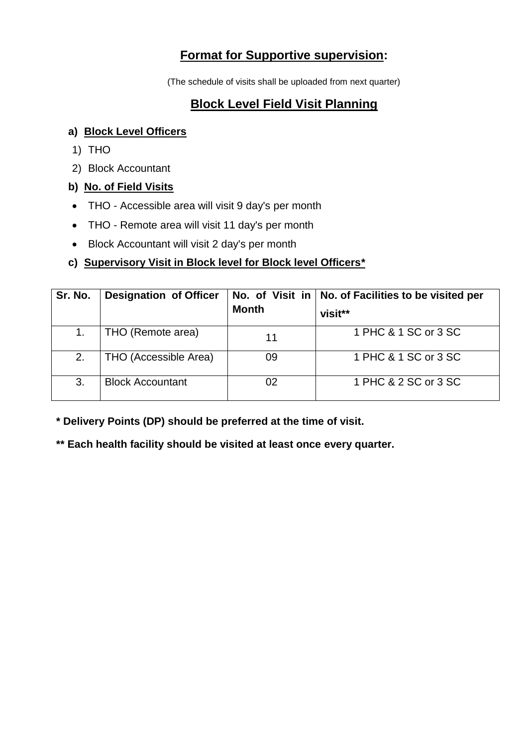# **Format for Supportive supervision:**

(The schedule of visits shall be uploaded from next quarter)

## **Block Level Field Visit Planning**

**a) Block Level Officers**

1) THO
2) Block Accountant

**b) No. of Field Visits**

- THO - Accessible area will visit 9 day's per month
- THO - Remote area will visit 11 day's per month
- Block Accountant will visit 2 day's per month

**c) Supervisory Visit in Block level for Block level Officers***

| Sr. No. | Designation of Officer | No. of Visit in Month | No. of Facilities to be visited per visit** |
|---|---|---|---|
| 1. | THO (Remote area) | 11 | 1 PHC & 1 SC or 3 SC |
| 2. | THO (Accessible Area) | 09 | 1 PHC & 1 SC or 3 SC |
| 3. | Block Accountant | 02 | 1 PHC & 2 SC or 3 SC |

**\* Delivery Points (DP) should be preferred at the time of visit.**

**\*\* Each health facility should be visited at least once every quarter.**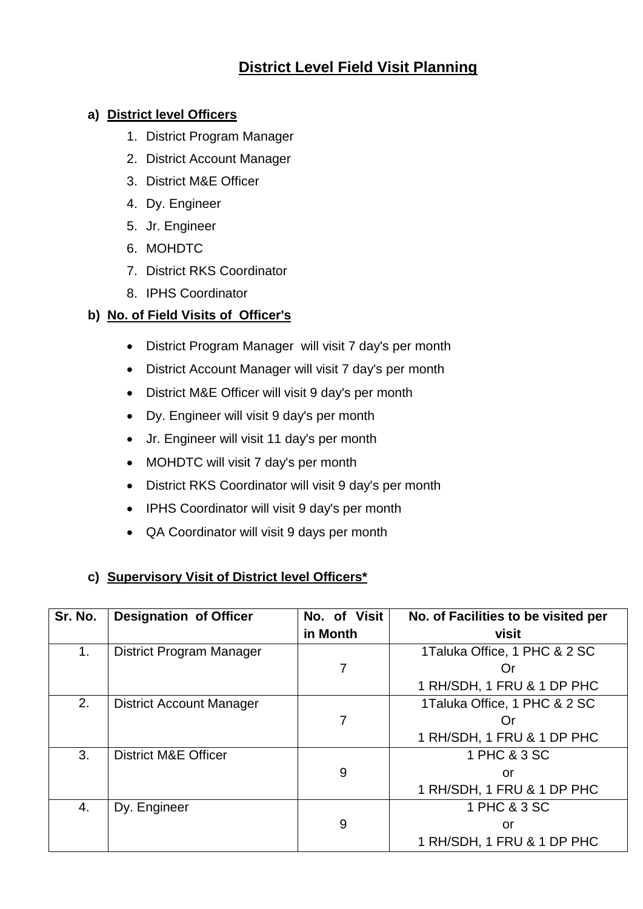# District Level Field Visit Planning

**a) District level Officers**

1. District Program Manager
2. District Account Manager
3. District M&E Officer
4. Dy. Engineer
5. Jr. Engineer
6. MOHDTC
7. District RKS Coordinator
8. IPHS Coordinator

**b) No. of Field Visits of Officer's**

- District Program Manager will visit 7 day's per month
- District Account Manager will visit 7 day's per month
- District M&E Officer will visit 9 day's per month
- Dy. Engineer will visit 9 day's per month
- Jr. Engineer will visit 11 day's per month
- MOHDTC will visit 7 day's per month
- District RKS Coordinator will visit 9 day's per month
- IPHS Coordinator will visit 9 day's per month
- QA Coordinator will visit 9 days per month

**c) Supervisory Visit of District level Officers***

| Sr. No. | Designation of Officer | No. of Visit in Month | No. of Facilities to be visited per visit |
|---|---|---|---|
| 1. | District Program Manager | 7 | 1Taluka Office, 1 PHC & 2 SC<br>Or<br>1 RH/SDH, 1 FRU & 1 DP PHC |
| 2. | District Account Manager | 7 | 1Taluka Office, 1 PHC & 2 SC<br>Or<br>1 RH/SDH, 1 FRU & 1 DP PHC |
| 3. | District M&E Officer | 9 | 1 PHC & 3 SC<br>or<br>1 RH/SDH, 1 FRU & 1 DP PHC |
| 4. | Dy. Engineer | 9 | 1 PHC & 3 SC<br>or<br>1 RH/SDH, 1 FRU & 1 DP PHC |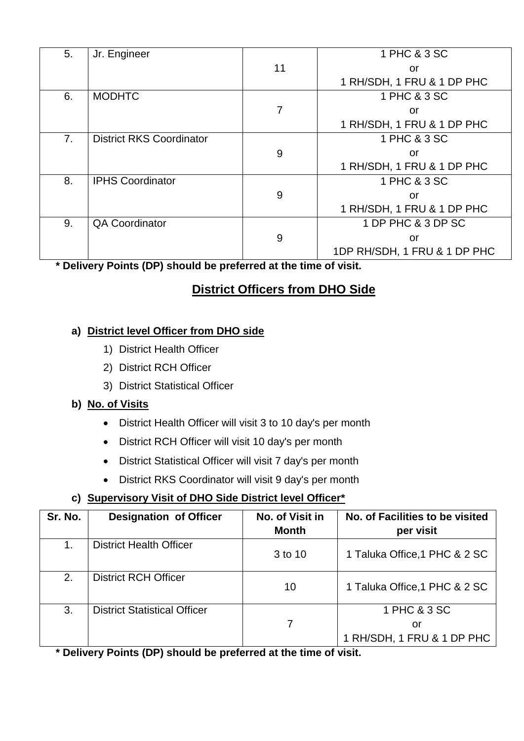| 5. | Jr. Engineer | 11 | 1 PHC & 3 SC<br>or<br>1 RH/SDH, 1 FRU & 1 DP PHC |
|---|---|---|---|
| 6. | MODHTC | 7 | 1 PHC & 3 SC<br>or<br>1 RH/SDH, 1 FRU & 1 DP PHC |
| 7. | District RKS Coordinator | 9 | 1 PHC & 3 SC<br>or<br>1 RH/SDH, 1 FRU & 1 DP PHC |
| 8. | IPHS Coordinator | 9 | 1 PHC & 3 SC<br>or<br>1 RH/SDH, 1 FRU & 1 DP PHC |
| 9. | QA Coordinator | 9 | 1 DP PHC & 3 DP SC<br>or<br>1DP RH/SDH, 1 FRU & 1 DP PHC |

**\* Delivery Points (DP) should be preferred at the time of visit.**

## District Officers from DHO Side

**a) District level Officer from DHO side**

1) District Health Officer
2) District RCH Officer
3) District Statistical Officer

**b) No. of Visits**

- District Health Officer will visit 3 to 10 day's per month
- District RCH Officer will visit 10 day's per month
- District Statistical Officer will visit 7 day's per month
- District RKS Coordinator will visit 9 day's per month

**c) Supervisory Visit of DHO Side District level Officer***

| Sr. No. | Designation of Officer | No. of Visit in Month | No. of Facilities to be visited per visit |
|---|---|---|---|
| 1. | District Health Officer | 3 to 10 | 1 Taluka Office,1 PHC & 2 SC |
| 2. | District RCH Officer | 10 | 1 Taluka Office,1 PHC & 2 SC |
| 3. | District Statistical Officer | 7 | 1 PHC & 3 SC<br>or<br>1 RH/SDH, 1 FRU & 1 DP PHC |

**\* Delivery Points (DP) should be preferred at the time of visit.**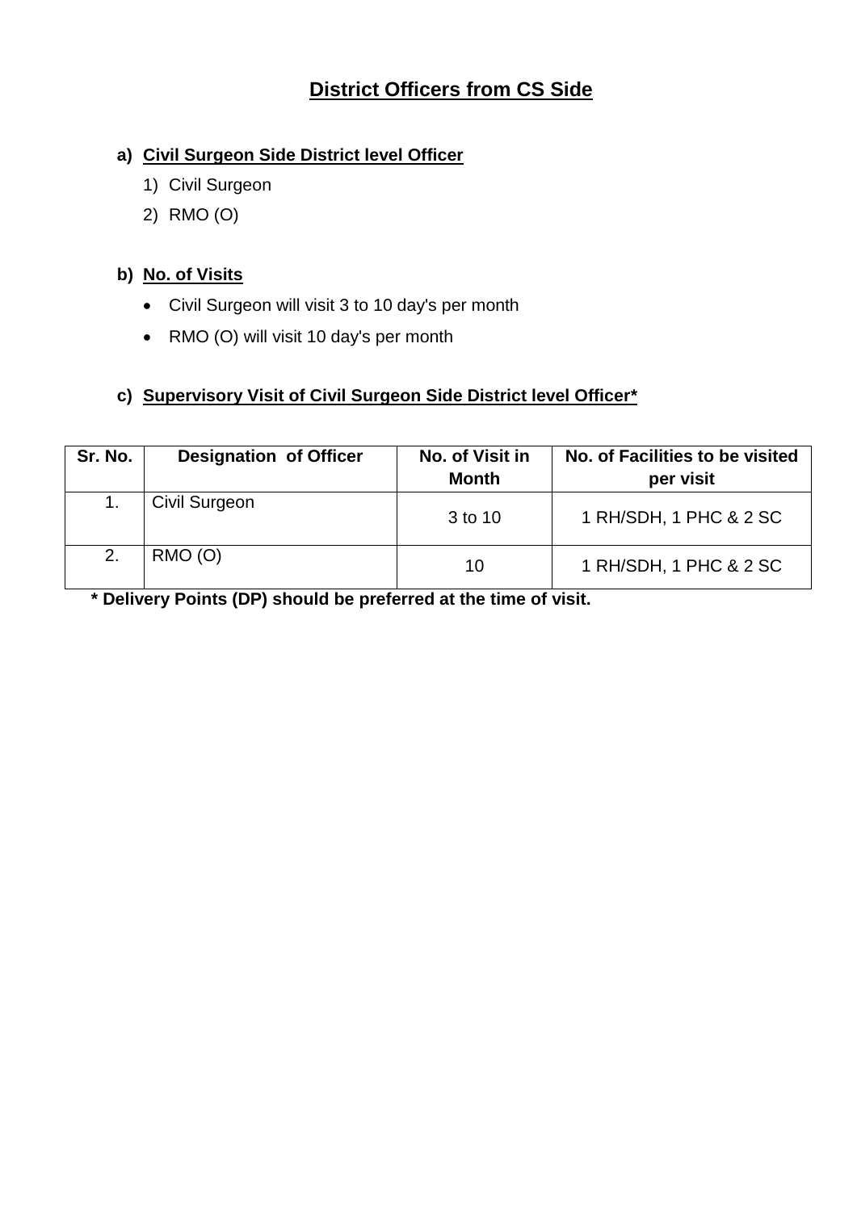# District Officers from CS Side

## a) Civil Surgeon Side District level Officer

1) Civil Surgeon
2) RMO (O)

## b) No. of Visits

- Civil Surgeon will visit 3 to 10 day's per month
- RMO (O) will visit 10 day's per month

## c) Supervisory Visit of Civil Surgeon Side District level Officer*

| Sr. No. | Designation of Officer | No. of Visit in Month | No. of Facilities to be visited per visit |
|---|---|---|---|
| 1. | Civil Surgeon | 3 to 10 | 1 RH/SDH, 1 PHC & 2 SC |
| 2. | RMO (O) | 10 | 1 RH/SDH, 1 PHC & 2 SC |

**\* Delivery Points (DP) should be preferred at the time of visit.**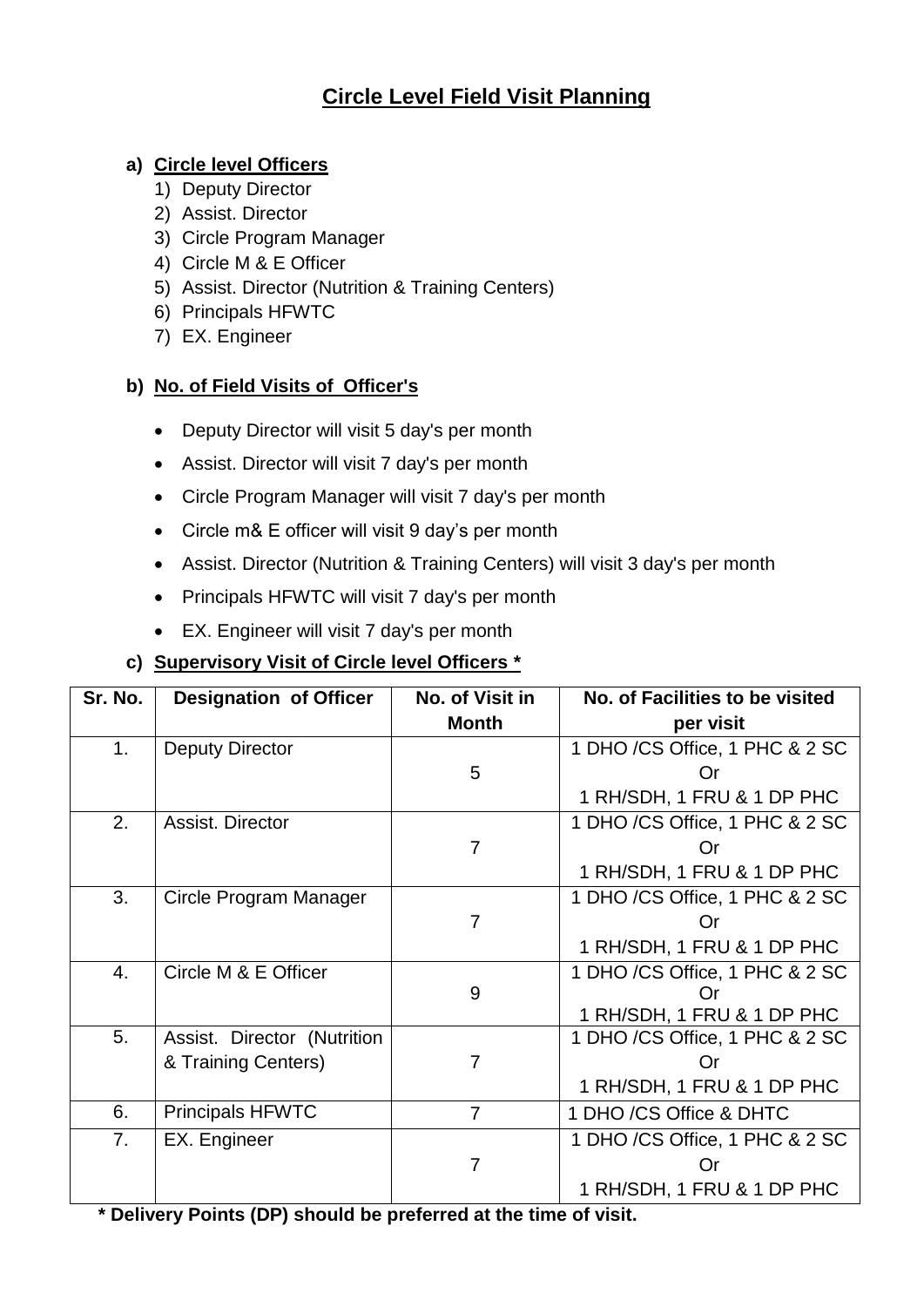# Circle Level Field Visit Planning

**a) Circle level Officers**

1) Deputy Director
2) Assist. Director
3) Circle Program Manager
4) Circle M & E Officer
5) Assist. Director (Nutrition & Training Centers)
6) Principals HFWTC
7) EX. Engineer

**b) No. of Field Visits of Officer's**

- Deputy Director will visit 5 day's per month
- Assist. Director will visit 7 day's per month
- Circle Program Manager will visit 7 day's per month
- Circle m& E officer will visit 9 day's per month
- Assist. Director (Nutrition & Training Centers) will visit 3 day's per month
- Principals HFWTC will visit 7 day's per month
- EX. Engineer will visit 7 day's per month

**c) Supervisory Visit of Circle level Officers \***

| Sr. No. | Designation of Officer | No. of Visit in Month | No. of Facilities to be visited per visit |
|---|---|---|---|
| 1. | Deputy Director | 5 | 1 DHO /CS Office, 1 PHC & 2 SC Or 1 RH/SDH, 1 FRU & 1 DP PHC |
| 2. | Assist. Director | 7 | 1 DHO /CS Office, 1 PHC & 2 SC Or 1 RH/SDH, 1 FRU & 1 DP PHC |
| 3. | Circle Program Manager | 7 | 1 DHO /CS Office, 1 PHC & 2 SC Or 1 RH/SDH, 1 FRU & 1 DP PHC |
| 4. | Circle M & E Officer | 9 | 1 DHO /CS Office, 1 PHC & 2 SC Or 1 RH/SDH, 1 FRU & 1 DP PHC |
| 5. | Assist. Director (Nutrition & Training Centers) | 7 | 1 DHO /CS Office, 1 PHC & 2 SC Or 1 RH/SDH, 1 FRU & 1 DP PHC |
| 6. | Principals HFWTC | 7 | 1 DHO /CS Office & DHTC |
| 7. | EX. Engineer | 7 | 1 DHO /CS Office, 1 PHC & 2 SC Or 1 RH/SDH, 1 FRU & 1 DP PHC |

**\* Delivery Points (DP) should be preferred at the time of visit.**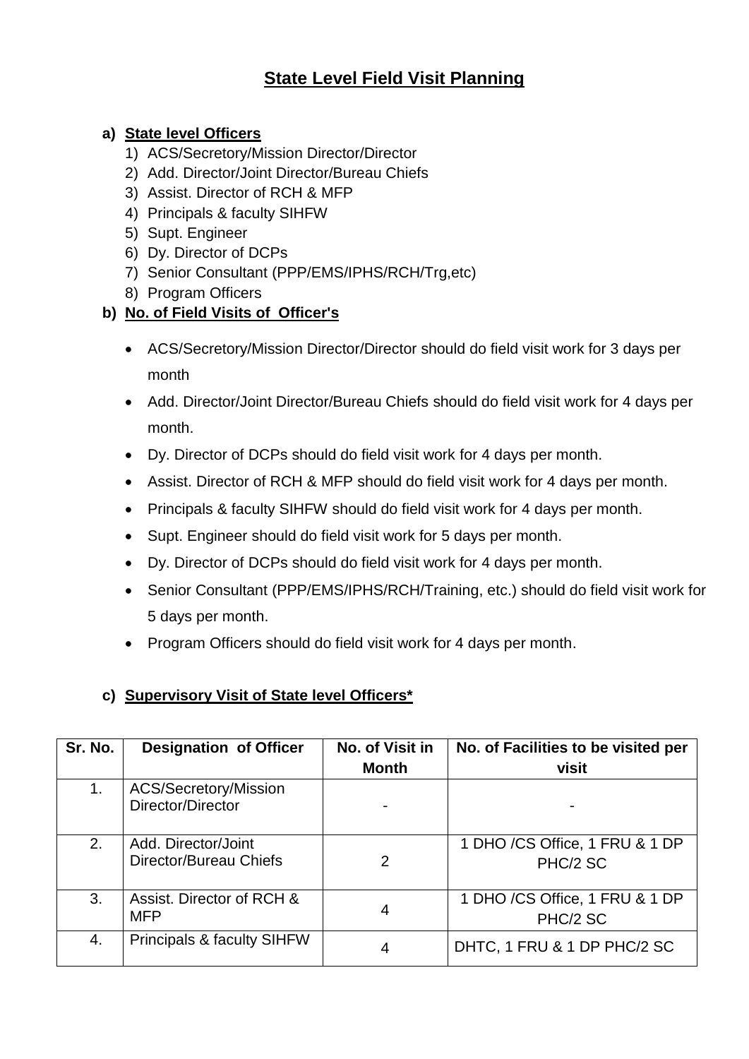# State Level Field Visit Planning

**a) State level Officers**

1) ACS/Secretory/Mission Director/Director
2) Add. Director/Joint Director/Bureau Chiefs
3) Assist. Director of RCH & MFP
4) Principals & faculty SIHFW
5) Supt. Engineer
6) Dy. Director of DCPs
7) Senior Consultant (PPP/EMS/IPHS/RCH/Trg,etc)
8) Program Officers

**b) No. of Field Visits of Officer's**

- ACS/Secretory/Mission Director/Director should do field visit work for 3 days per month
- Add. Director/Joint Director/Bureau Chiefs should do field visit work for 4 days per month.
- Dy. Director of DCPs should do field visit work for 4 days per month.
- Assist. Director of RCH & MFP should do field visit work for 4 days per month.
- Principals & faculty SIHFW should do field visit work for 4 days per month.
- Supt. Engineer should do field visit work for 5 days per month.
- Dy. Director of DCPs should do field visit work for 4 days per month.
- Senior Consultant (PPP/EMS/IPHS/RCH/Training, etc.) should do field visit work for 5 days per month.
- Program Officers should do field visit work for 4 days per month.

**c) Supervisory Visit of State level Officers***

| Sr. No. | Designation of Officer | No. of Visit in Month | No. of Facilities to be visited per visit |
|---|---|---|---|
| 1. | ACS/Secretory/Mission Director/Director | - | - |
| 2. | Add. Director/Joint Director/Bureau Chiefs | 2 | 1 DHO /CS Office, 1 FRU & 1 DP PHC/2 SC |
| 3. | Assist. Director of RCH & MFP | 4 | 1 DHO /CS Office, 1 FRU & 1 DP PHC/2 SC |
| 4. | Principals & faculty SIHFW | 4 | DHTC, 1 FRU & 1 DP PHC/2 SC |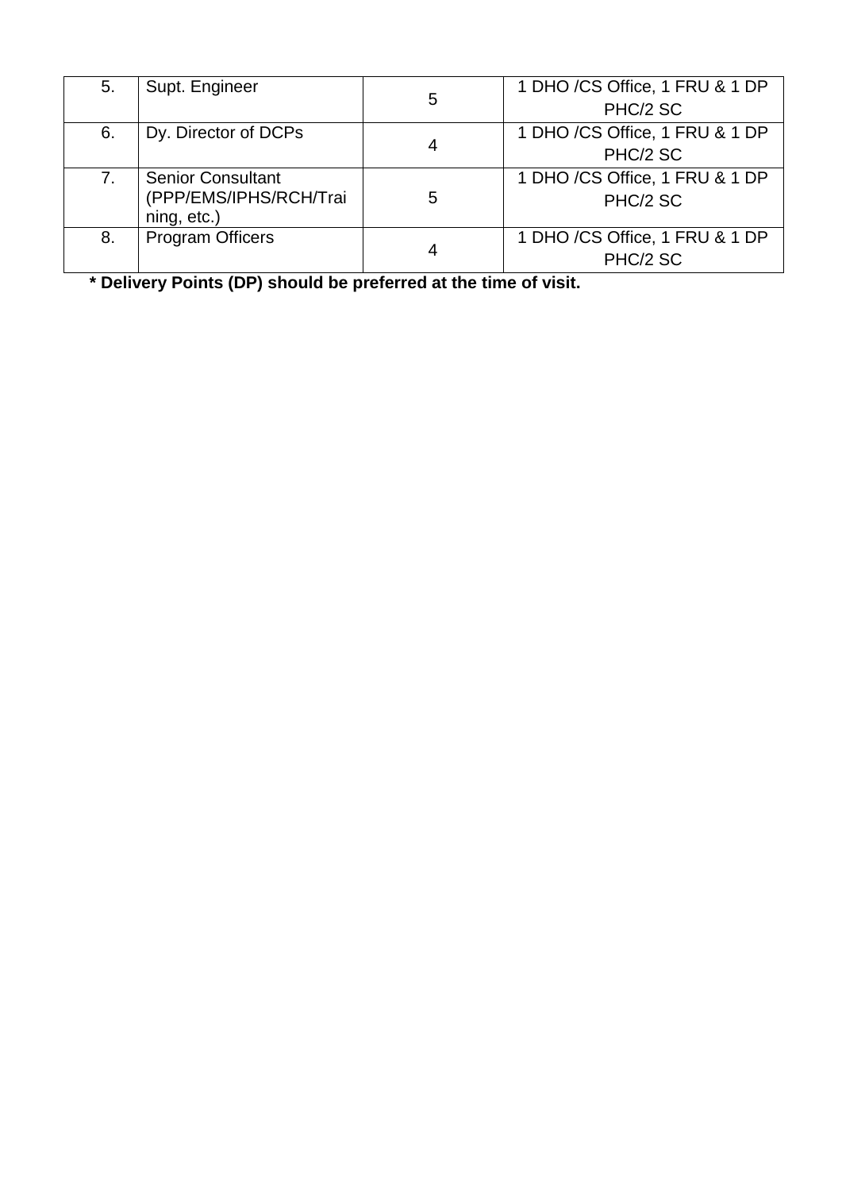| | | | |
|---|---|---|---|
| 5. | Supt. Engineer | 5 | 1 DHO /CS Office, 1 FRU & 1 DP PHC/2 SC |
| 6. | Dy. Director of DCPs | 4 | 1 DHO /CS Office, 1 FRU & 1 DP PHC/2 SC |
| 7. | Senior Consultant (PPP/EMS/IPHS/RCH/Training, etc.) | 5 | 1 DHO /CS Office, 1 FRU & 1 DP PHC/2 SC |
| 8. | Program Officers | 4 | 1 DHO /CS Office, 1 FRU & 1 DP PHC/2 SC |

**\* Delivery Points (DP) should be preferred at the time of visit.**